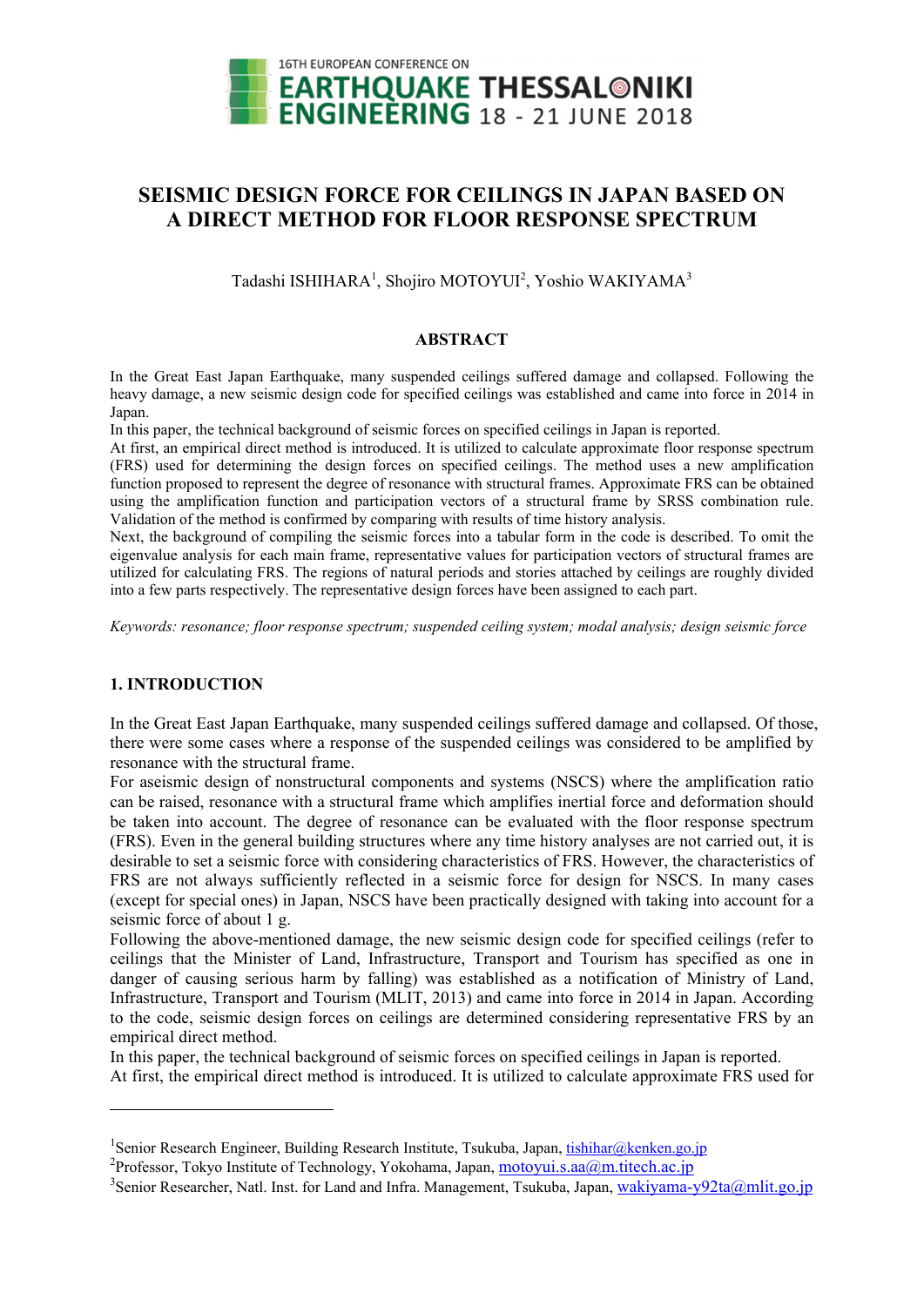# SEISMIC DESIGN FORCE FOR CEILINGS IN JAPAN BASED ON A DIRECT METHOD FOR FLOOR RESPONSE SPECTRUM

Tadashi ISHIHARA[1], Shojiro MOTOYUI[2], Yoshio WAKIYAMA[3]

## ABSTRACT

In the Great East Japan Earthquake, many suspended ceilings suffered damage and collapsed. Following the heavy damage, a new seismic design code for specified ceilings was established and came into force in 2014 in Japan.

In this paper, the technical background of seismic forces on specified ceilings in Japan is reported.

At first, an empirical direct method is introduced. It is utilized to calculate approximate floor response spectrum (FRS) used for determining the design forces on specified ceilings. The method uses a new amplification function proposed to represent the degree of resonance with structural frames. Approximate FRS can be obtained using the amplification function and participation vectors of a structural frame by SRSS combination rule. Validation of the method is confirmed by comparing with results of time history analysis.

Next, the background of compiling the seismic forces into a tabular form in the code is described. To omit the eigenvalue analysis for each main frame, representative values for participation vectors of structural frames are utilized for calculating FRS. The regions of natural periods and stories attached by ceilings are roughly divided into a few parts respectively. The representative design forces have been assigned to each part.

*Keywords: resonance; floor response spectrum; suspended ceiling system; modal analysis; design seismic force*

## 1. INTRODUCTION

In the Great East Japan Earthquake, many suspended ceilings suffered damage and collapsed. Of those, there were some cases where a response of the suspended ceilings was considered to be amplified by resonance with the structural frame.

For aseismic design of nonstructural components and systems (NSCS) where the amplification ratio can be raised, resonance with a structural frame which amplifies inertial force and deformation should be taken into account. The degree of resonance can be evaluated with the floor response spectrum (FRS). Even in the general building structures where any time history analyses are not carried out, it is desirable to set a seismic force with considering characteristics of FRS. However, the characteristics of FRS are not always sufficiently reflected in a seismic force for design for NSCS. In many cases (except for special ones) in Japan, NSCS have been practically designed with taking into account for a seismic force of about 1 g.

Following the above-mentioned damage, the new seismic design code for specified ceilings (refer to ceilings that the Minister of Land, Infrastructure, Transport and Tourism has specified as one in danger of causing serious harm by falling) was established as a notification of Ministry of Land, Infrastructure, Transport and Tourism (MLIT, 2013) and came into force in 2014 in Japan. According to the code, seismic design forces on ceilings are determined considering representative FRS by an empirical direct method.

In this paper, the technical background of seismic forces on specified ceilings in Japan is reported.

At first, the empirical direct method is introduced. It is utilized to calculate approximate FRS used for

---

[1]Senior Research Engineer, Building Research Institute, Tsukuba, Japan, tishihar@kenken.go.jp

[2]Professor, Tokyo Institute of Technology, Yokohama, Japan, motoyui.s.aa@m.titech.ac.jp

[3]Senior Researcher, Natl. Inst. for Land and Infra. Management, Tsukuba, Japan, wakiyama-y92ta@mlit.go.jp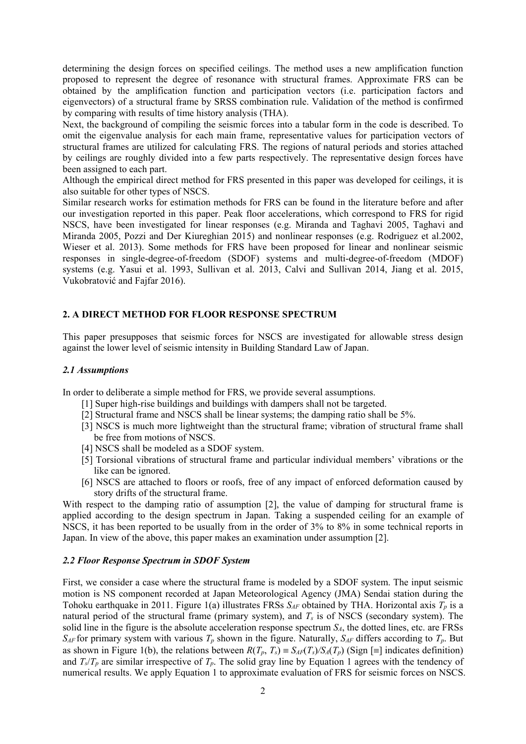determining the design forces on specified ceilings. The method uses a new amplification function proposed to represent the degree of resonance with structural frames. Approximate FRS can be obtained by the amplification function and participation vectors (i.e. participation factors and eigenvectors) of a structural frame by SRSS combination rule. Validation of the method is confirmed by comparing with results of time history analysis (THA).

Next, the background of compiling the seismic forces into a tabular form in the code is described. To omit the eigenvalue analysis for each main frame, representative values for participation vectors of structural frames are utilized for calculating FRS. The regions of natural periods and stories attached by ceilings are roughly divided into a few parts respectively. The representative design forces have been assigned to each part.

Although the empirical direct method for FRS presented in this paper was developed for ceilings, it is also suitable for other types of NSCS.

Similar research works for estimation methods for FRS can be found in the literature before and after our investigation reported in this paper. Peak floor accelerations, which correspond to FRS for rigid NSCS, have been investigated for linear responses (e.g. Miranda and Taghavi 2005, Taghavi and Miranda 2005, Pozzi and Der Kiureghian 2015) and nonlinear responses (e.g. Rodriguez et al.2002, Wieser et al. 2013). Some methods for FRS have been proposed for linear and nonlinear seismic responses in single-degree-of-freedom (SDOF) systems and multi-degree-of-freedom (MDOF) systems (e.g. Yasui et al. 1993, Sullivan et al. 2013, Calvi and Sullivan 2014, Jiang et al. 2015, Vukobratović and Fajfar 2016).

## 2. A DIRECT METHOD FOR FLOOR RESPONSE SPECTRUM

This paper presupposes that seismic forces for NSCS are investigated for allowable stress design against the lower level of seismic intensity in Building Standard Law of Japan.

### *2.1 Assumptions*

In order to deliberate a simple method for FRS, we provide several assumptions.

[1] Super high-rise buildings and buildings with dampers shall not be targeted.

[2] Structural frame and NSCS shall be linear systems; the damping ratio shall be 5%.

[3] NSCS is much more lightweight than the structural frame; vibration of structural frame shall be free from motions of NSCS.

[4] NSCS shall be modeled as a SDOF system.

[5] Torsional vibrations of structural frame and particular individual members' vibrations or the like can be ignored.

[6] NSCS are attached to floors or roofs, free of any impact of enforced deformation caused by story drifts of the structural frame.

With respect to the damping ratio of assumption [2], the value of damping for structural frame is applied according to the design spectrum in Japan. Taking a suspended ceiling for an example of NSCS, it has been reported to be usually from in the order of 3% to 8% in some technical reports in Japan. In view of the above, this paper makes an examination under assumption [2].

### *2.2 Floor Response Spectrum in SDOF System*

First, we consider a case where the structural frame is modeled by a SDOF system. The input seismic motion is NS component recorded at Japan Meteorological Agency (JMA) Sendai station during the Tohoku earthquake in 2011. Figure 1(a) illustrates FRSs $S_{AF}$ obtained by THA. Horizontal axis $T_p$ is a natural period of the structural frame (primary system), and $T_s$ is of NSCS (secondary system). The solid line in the figure is the absolute acceleration response spectrum $S_A$, the dotted lines, etc. are FRSs $S_{AF}$ for primary system with various $T_p$ shown in the figure. Naturally, $S_{AF}$ differs according to $T_p$. But as shown in Figure 1(b), the relations between $R(T_p, T_s) \equiv S_{AF}(T_s)/S_A(T_p)$ (Sign [≡] indicates definition) and $T_s/T_p$ are similar irrespective of $T_p$. The solid gray line by Equation 1 agrees with the tendency of numerical results. We apply Equation 1 to approximate evaluation of FRS for seismic forces on NSCS.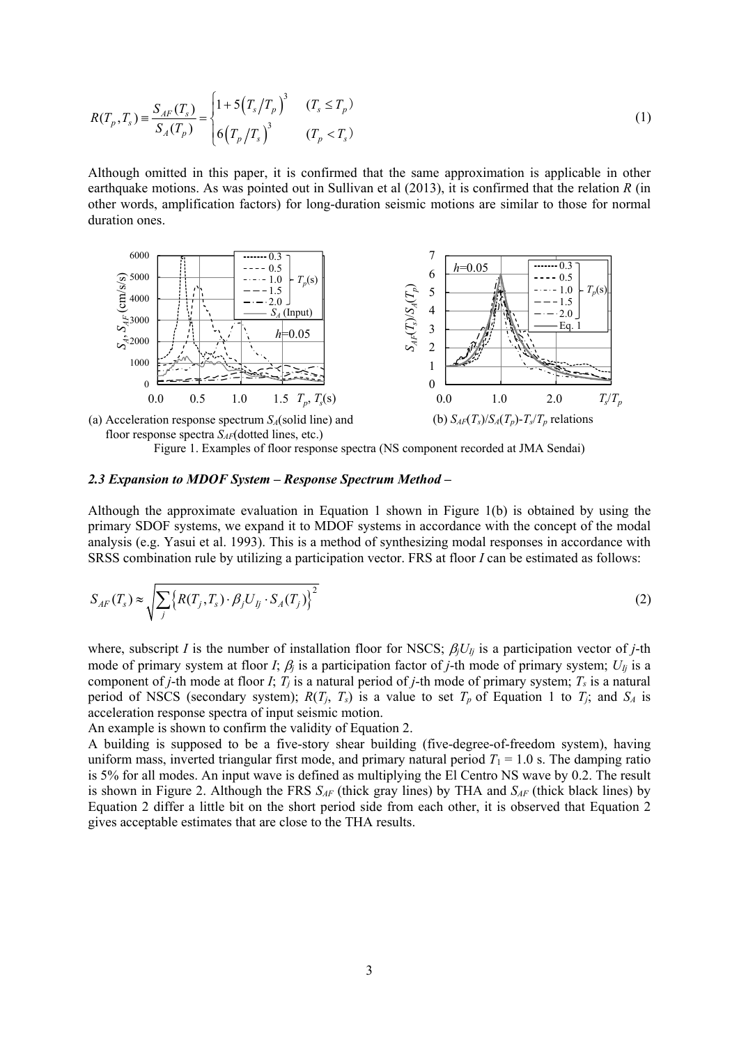$$R(T_p, T_s) \equiv \frac{S_{AF}(T_s)}{S_A(T_p)} = \begin{cases} 1 + 5\left(T_s/T_p\right)^3 & (T_s \leq T_p) \\ 6\left(T_p/T_s\right)^3 & (T_p < T_s) \end{cases} \tag{1}$$

Although omitted in this paper, it is confirmed that the same approximation is applicable in other earthquake motions. As was pointed out in Sullivan et al (2013), it is confirmed that the relation $R$ (in other words, amplification factors) for long-duration seismic motions are similar to those for normal duration ones.

(a) Acceleration response spectrum $S_A$(solid line) and floor response spectra $S_{AF}$(dotted lines, etc.)

(b) $S_{AF}(T_s)/S_A(T_p)$-$T_s/T_p$ relations

Figure 1. Examples of floor response spectra (NS component recorded at JMA Sendai)

### *2.3 Expansion to MDOF System – Response Spectrum Method –*

Although the approximate evaluation in Equation 1 shown in Figure 1(b) is obtained by using the primary SDOF systems, we expand it to MDOF systems in accordance with the concept of the modal analysis (e.g. Yasui et al. 1993). This is a method of synthesizing modal responses in accordance with SRSS combination rule by utilizing a participation vector. FRS at floor $I$ can be estimated as follows:

$$S_{AF}(T_s) \approx \sqrt{\sum_j \left\{ R(T_j, T_s) \cdot \beta_j U_{Ij} \cdot S_A(T_j) \right\}^2} \tag{2}$$

where, subscript $I$ is the number of installation floor for NSCS; $\beta_j U_{Ij}$ is a participation vector of $j$-th mode of primary system at floor $I$; $\beta_j$ is a participation factor of $j$-th mode of primary system; $U_{Ij}$ is a component of $j$-th mode at floor $I$; $T_j$ is a natural period of $j$-th mode of primary system; $T_s$ is a natural period of NSCS (secondary system); $R(T_j, T_s)$ is a value to set $T_p$ of Equation 1 to $T_j$; and $S_A$ is acceleration response spectra of input seismic motion.

An example is shown to confirm the validity of Equation 2.

A building is supposed to be a five-story shear building (five-degree-of-freedom system), having uniform mass, inverted triangular first mode, and primary natural period $T_1$ = 1.0 s. The damping ratio is 5% for all modes. An input wave is defined as multiplying the El Centro NS wave by 0.2. The result is shown in Figure 2. Although the FRS $S_{AF}$ (thick gray lines) by THA and $S_{AF}$ (thick black lines) by Equation 2 differ a little bit on the short period side from each other, it is observed that Equation 2 gives acceptable estimates that are close to the THA results.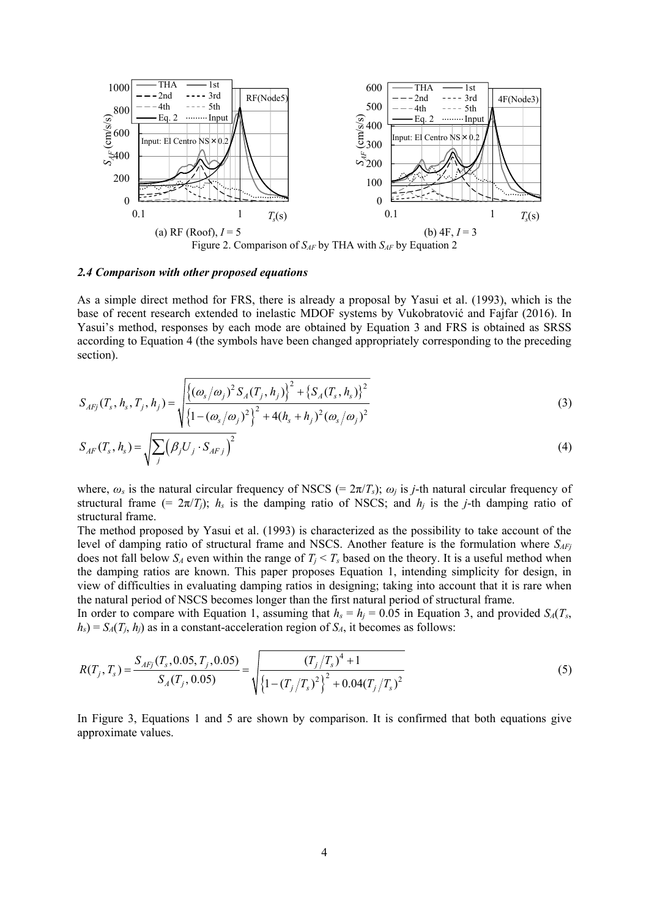(a) RF (Roof), $I$ = 5 (b) 4F, $I$ = 3

Figure 2. Comparison of $S_{AF}$ by THA with $S_{AF}$ by Equation 2

### *2.4 Comparison with other proposed equations*

As a simple direct method for FRS, there is already a proposal by Yasui et al. (1993), which is the base of recent research extended to inelastic MDOF systems by Vukobratović and Fajfar (2016). In Yasui's method, responses by each mode are obtained by Equation 3 and FRS is obtained as SRSS according to Equation 4 (the symbols have been changed appropriately corresponding to the preceding section).

$$S_{AFj}(T_s, h_s, T_j, h_j) = \sqrt{\frac{\left\{(\omega_s/\omega_j)^2 S_A(T_j, h_j)\right\}^2 + \left\{S_A(T_s, h_s)\right\}^2}{\left\{1-(\omega_s/\omega_j)^2\right\}^2 + 4(h_s + h_j)^2(\omega_s/\omega_j)^2}} \tag{3}$$

$$S_{AF}(T_s, h_s) = \sqrt{\sum_j \left(\beta_j U_j \cdot S_{AF\,j}\right)^2} \tag{4}$$

where, $\omega_s$ is the natural circular frequency of NSCS (= $2\pi/T_s$); $\omega_j$ is $j$-th natural circular frequency of structural frame (= $2\pi/T_j$); $h_s$ is the damping ratio of NSCS; and $h_j$ is the $j$-th damping ratio of structural frame.

The method proposed by Yasui et al. (1993) is characterized as the possibility to take account of the level of damping ratio of structural frame and NSCS. Another feature is the formulation where $S_{AFj}$ does not fall below $S_A$ even within the range of $T_j < T_s$ based on the theory. It is a useful method when the damping ratios are known. This paper proposes Equation 1, intending simplicity for design, in view of difficulties in evaluating damping ratios in designing; taking into account that it is rare when the natural period of NSCS becomes longer than the first natural period of structural frame.

In order to compare with Equation 1, assuming that $h_s = h_j = 0.05$ in Equation 3, and provided $S_A(T_s, h_s) = S_A(T_j, h_j)$ as in a constant-acceleration region of $S_A$, it becomes as follows:

$$R(T_j, T_s) = \frac{S_{AFj}(T_s, 0.05, T_j, 0.05)}{S_A(T_j, 0.05)} = \sqrt{\frac{(T_j/T_s)^4 + 1}{\left\{1-(T_j/T_s)^2\right\}^2 + 0.04(T_j/T_s)^2}} \tag{5}$$

In Figure 3, Equations 1 and 5 are shown by comparison. It is confirmed that both equations give approximate values.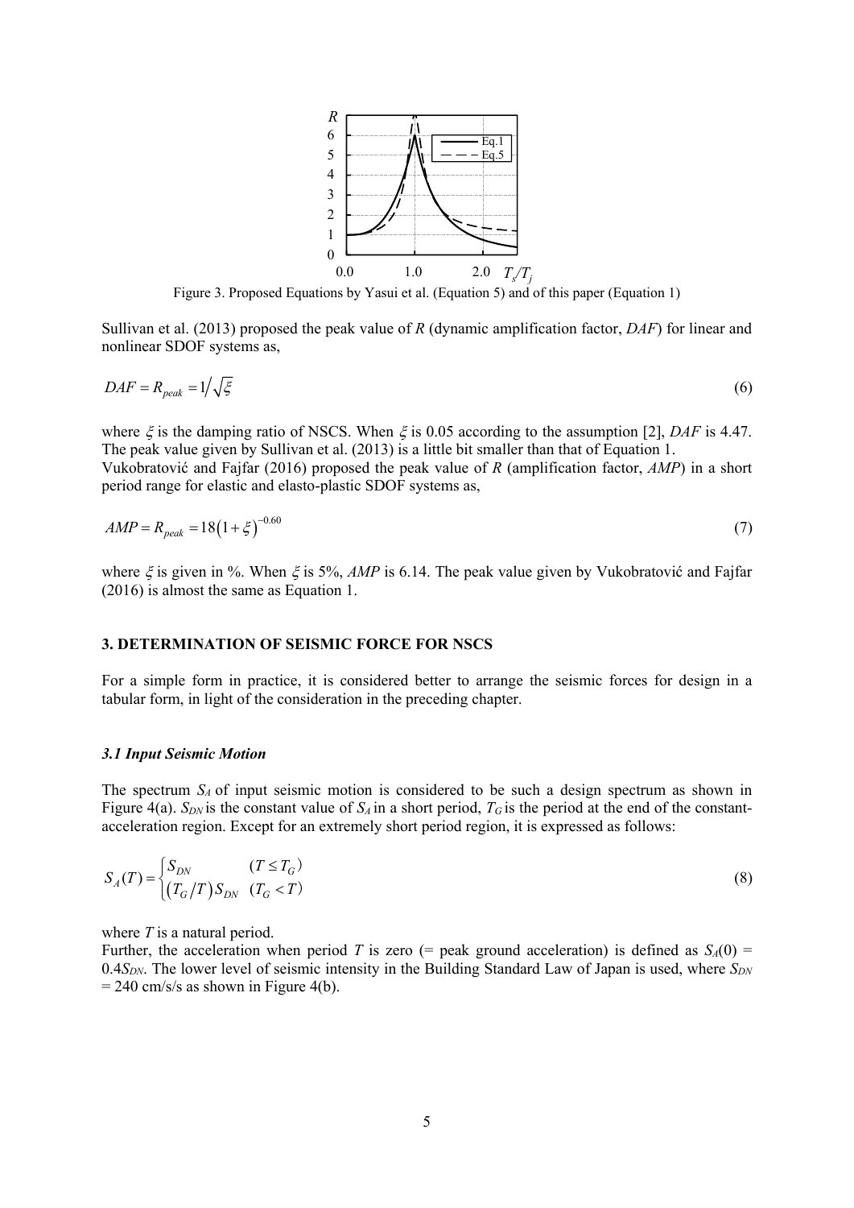Figure 3. Proposed Equations by Yasui et al. (Equation 5) and of this paper (Equation 1)

Sullivan et al. (2013) proposed the peak value of $R$ (dynamic amplification factor, $DAF$) for linear and nonlinear SDOF systems as,

$$DAF = R_{peak} = 1\big/\sqrt{\xi} \tag{6}$$

where $\xi$ is the damping ratio of NSCS. When $\xi$ is 0.05 according to the assumption [2], $DAF$ is 4.47. The peak value given by Sullivan et al. (2013) is a little bit smaller than that of Equation 1.

Vukobratović and Fajfar (2016) proposed the peak value of $R$ (amplification factor, $AMP$) in a short period range for elastic and elasto-plastic SDOF systems as,

$$AMP = R_{peak} = 18\left(1+\xi\right)^{-0.60} \tag{7}$$

where $\xi$ is given in %. When $\xi$ is 5%, $AMP$ is 6.14. The peak value given by Vukobratović and Fajfar (2016) is almost the same as Equation 1.

## 3. DETERMINATION OF SEISMIC FORCE FOR NSCS

For a simple form in practice, it is considered better to arrange the seismic forces for design in a tabular form, in light of the consideration in the preceding chapter.

### *3.1 Input Seismic Motion*

The spectrum $S_A$ of input seismic motion is considered to be such a design spectrum as shown in Figure 4(a). $S_{DN}$ is the constant value of $S_A$ in a short period, $T_G$ is the period at the end of the constant-acceleration region. Except for an extremely short period region, it is expressed as follows:

$$S_A(T) = \begin{cases} S_{DN} & (T \le T_G) \\ \left(T_G/T\right) S_{DN} & (T_G < T) \end{cases} \tag{8}$$

where $T$ is a natural period.

Further, the acceleration when period $T$ is zero (= peak ground acceleration) is defined as $S_A(0) = 0.4S_{DN}$. The lower level of seismic intensity in the Building Standard Law of Japan is used, where $S_{DN} = 240$ cm/s/s as shown in Figure 4(b).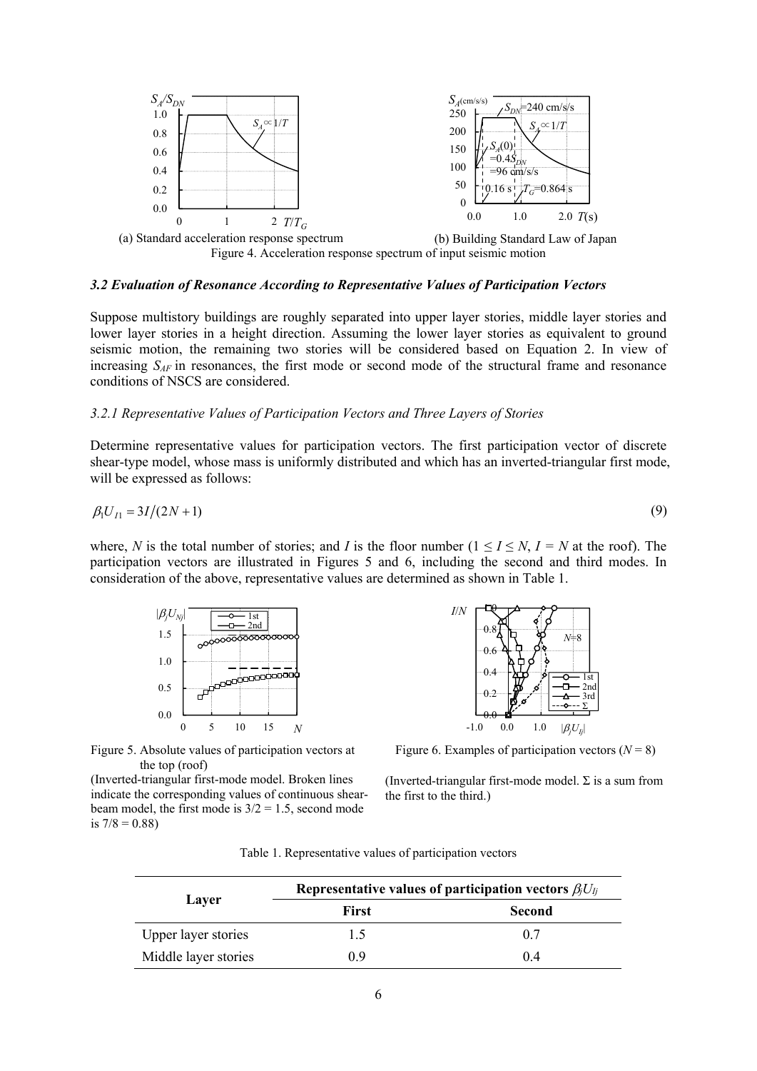(a) Standard acceleration response spectrum

(b) Building Standard Law of Japan

Figure 4. Acceleration response spectrum of input seismic motion

### *3.2 Evaluation of Resonance According to Representative Values of Participation Vectors*

Suppose multistory buildings are roughly separated into upper layer stories, middle layer stories and lower layer stories in a height direction. Assuming the lower layer stories as equivalent to ground seismic motion, the remaining two stories will be considered based on Equation 2. In view of increasing $S_{AF}$ in resonances, the first mode or second mode of the structural frame and resonance conditions of NSCS are considered.

#### *3.2.1 Representative Values of Participation Vectors and Three Layers of Stories*

Determine representative values for participation vectors. The first participation vector of discrete shear-type model, whose mass is uniformly distributed and which has an inverted-triangular first mode, will be expressed as follows:

$$\beta_1 U_{I1} = 3I/(2N+1) \tag{9}$$

where, $N$ is the total number of stories; and $I$ is the floor number ($1 \leq I \leq N$, $I = N$ at the roof). The participation vectors are illustrated in Figures 5 and 6, including the second and third modes. In consideration of the above, representative values are determined as shown in Table 1.

Figure 5. Absolute values of participation vectors at the top (roof)

(Inverted-triangular first-mode model. Broken lines indicate the corresponding values of continuous shear-beam model, the first mode is $3/2 = 1.5$, second mode is $7/8 = 0.88$)

Figure 6. Examples of participation vectors ($N = 8$)

(Inverted-triangular first-mode model. $\Sigma$ is a sum from the first to the third.)

Table 1. Representative values of participation vectors

| Layer | Representative values of participation vectors $\beta_j U_{Ij}$ | |
|---|---|---|
| | First | Second |
| Upper layer stories | 1.5 | 0.7 |
| Middle layer stories | 0.9 | 0.4 |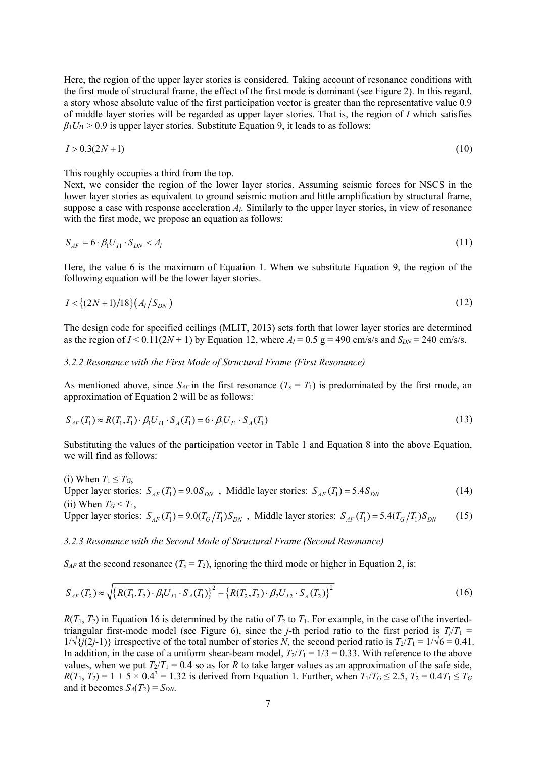Here, the region of the upper layer stories is considered. Taking account of resonance conditions with the first mode of structural frame, the effect of the first mode is dominant (see Figure 2). In this regard, a story whose absolute value of the first participation vector is greater than the representative value 0.9 of middle layer stories will be regarded as upper layer stories. That is, the region of $I$ which satisfies $\beta_1 U_{I1} > 0.9$ is upper layer stories. Substitute Equation 9, it leads to as follows:

$$I > 0.3(2N+1) \tag{10}$$

This roughly occupies a third from the top.

Next, we consider the region of the lower layer stories. Assuming seismic forces for NSCS in the lower layer stories as equivalent to ground seismic motion and little amplification by structural frame, suppose a case with response acceleration $A_l$. Similarly to the upper layer stories, in view of resonance with the first mode, we propose an equation as follows:

$$S_{AF} = 6 \cdot \beta_1 U_{I1} \cdot S_{DN} < A_l \tag{11}$$

Here, the value 6 is the maximum of Equation 1. When we substitute Equation 9, the region of the following equation will be the lower layer stories.

$$I < \{(2N+1)/18\}\left(A_l / S_{DN}\right) \tag{12}$$

The design code for specified ceilings (MLIT, 2013) sets forth that lower layer stories are determined as the region of $I < 0.11(2N+1)$ by Equation 12, where $A_l = 0.5$ g = 490 cm/s/s and $S_{DN} = 240$ cm/s/s.

*3.2.2 Resonance with the First Mode of Structural Frame (First Resonance)*

As mentioned above, since $S_{AF}$ in the first resonance ($T_s = T_1$) is predominated by the first mode, an approximation of Equation 2 will be as follows:

$$S_{AF}(T_1) \approx R(T_1, T_1) \cdot \beta_1 U_{I1} \cdot S_A(T_1) = 6 \cdot \beta_1 U_{I1} \cdot S_A(T_1) \tag{13}$$

Substituting the values of the participation vector in Table 1 and Equation 8 into the above Equation, we will find as follows:

(i) When $T_1 \leq T_G$,

Upper layer stories: $S_{AF}(T_1) = 9.0 S_{DN}$ , Middle layer stories: $S_{AF}(T_1) = 5.4 S_{DN}$ (14)

(ii) When $T_G < T_1$,

Upper layer stories: $S_{AF}(T_1) = 9.0(T_G/T_1) S_{DN}$ , Middle layer stories: $S_{AF}(T_1) = 5.4(T_G/T_1) S_{DN}$ (15)

*3.2.3 Resonance with the Second Mode of Structural Frame (Second Resonance)*

$S_{AF}$ at the second resonance ($T_s = T_2$), ignoring the third mode or higher in Equation 2, is:

$$S_{AF}(T_2) \approx \sqrt{\left\{R(T_1, T_2) \cdot \beta_1 U_{I1} \cdot S_A(T_1)\right\}^2 + \left\{R(T_2, T_2) \cdot \beta_2 U_{I2} \cdot S_A(T_2)\right\}^2} \tag{16}$$

$R(T_1, T_2)$ in Equation 16 is determined by the ratio of $T_2$ to $T_1$. For example, in the case of the inverted-triangular first-mode model (see Figure 6), since the $j$-th period ratio to the first period is $T_j/T_1 = 1/\sqrt{\{j(2j-1)\}}$ irrespective of the total number of stories $N$, the second period ratio is $T_2/T_1 = 1/\sqrt{6} = 0.41$. In addition, in the case of a uniform shear-beam model, $T_2/T_1 = 1/3 = 0.33$. With reference to the above values, when we put $T_2/T_1 = 0.4$ so as for $R$ to take larger values as an approximation of the safe side, $R(T_1, T_2) = 1 + 5 \times 0.4^3 = 1.32$ is derived from Equation 1. Further, when $T_1/T_G \leq 2.5$, $T_2 = 0.4T_1 \leq T_G$ and it becomes $S_A(T_2) = S_{DN}$.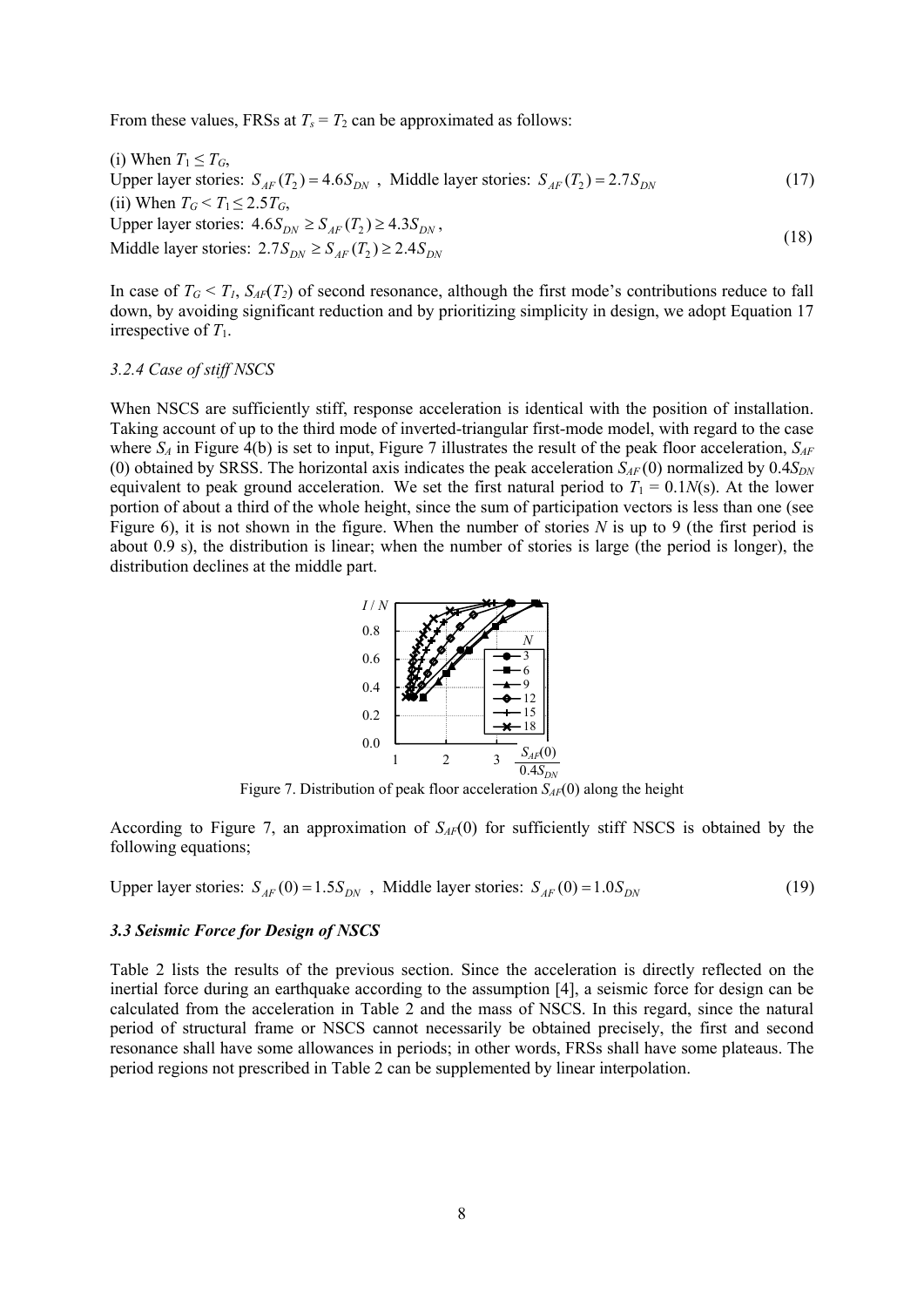From these values, FRSs at $T_s = T_2$ can be approximated as follows:

(i) When $T_1 \leq T_G$,

Upper layer stories: $S_{AF}(T_2) = 4.6S_{DN}$ , Middle layer stories: $S_{AF}(T_2) = 2.7S_{DN}$ (17)

(ii) When $T_G < T_1 \leq 2.5T_G$,

Upper layer stories: $4.6S_{DN} \geq S_{AF}(T_2) \geq 4.3S_{DN}$ ,

Middle layer stories: $2.7S_{DN} \geq S_{AF}(T_2) \geq 2.4S_{DN}$ (18)

In case of $T_G < T_1$, $S_{AF}(T_2)$ of second resonance, although the first mode's contributions reduce to fall down, by avoiding significant reduction and by prioritizing simplicity in design, we adopt Equation 17 irrespective of $T_1$.

*3.2.4 Case of stiff NSCS*

When NSCS are sufficiently stiff, response acceleration is identical with the position of installation. Taking account of up to the third mode of inverted-triangular first-mode model, with regard to the case where $S_A$ in Figure 4(b) is set to input, Figure 7 illustrates the result of the peak floor acceleration, $S_{AF}$ (0) obtained by SRSS. The horizontal axis indicates the peak acceleration $S_{AF}(0)$ normalized by $0.4S_{DN}$ equivalent to peak ground acceleration. We set the first natural period to $T_1 = 0.1N$(s). At the lower portion of about a third of the whole height, since the sum of participation vectors is less than one (see Figure 6), it is not shown in the figure. When the number of stories $N$ is up to 9 (the first period is about 0.9 s), the distribution is linear; when the number of stories is large (the period is longer), the distribution declines at the middle part.

Figure 7. Distribution of peak floor acceleration $S_{AF}(0)$ along the height

According to Figure 7, an approximation of $S_{AF}(0)$ for sufficiently stiff NSCS is obtained by the following equations;

Upper layer stories: $S_{AF}(0) = 1.5S_{DN}$ , Middle layer stories: $S_{AF}(0) = 1.0S_{DN}$ (19)

### *3.3 Seismic Force for Design of NSCS*

Table 2 lists the results of the previous section. Since the acceleration is directly reflected on the inertial force during an earthquake according to the assumption [4], a seismic force for design can be calculated from the acceleration in Table 2 and the mass of NSCS. In this regard, since the natural period of structural frame or NSCS cannot necessarily be obtained precisely, the first and second resonance shall have some allowances in periods; in other words, FRSs shall have some plateaus. The period regions not prescribed in Table 2 can be supplemented by linear interpolation.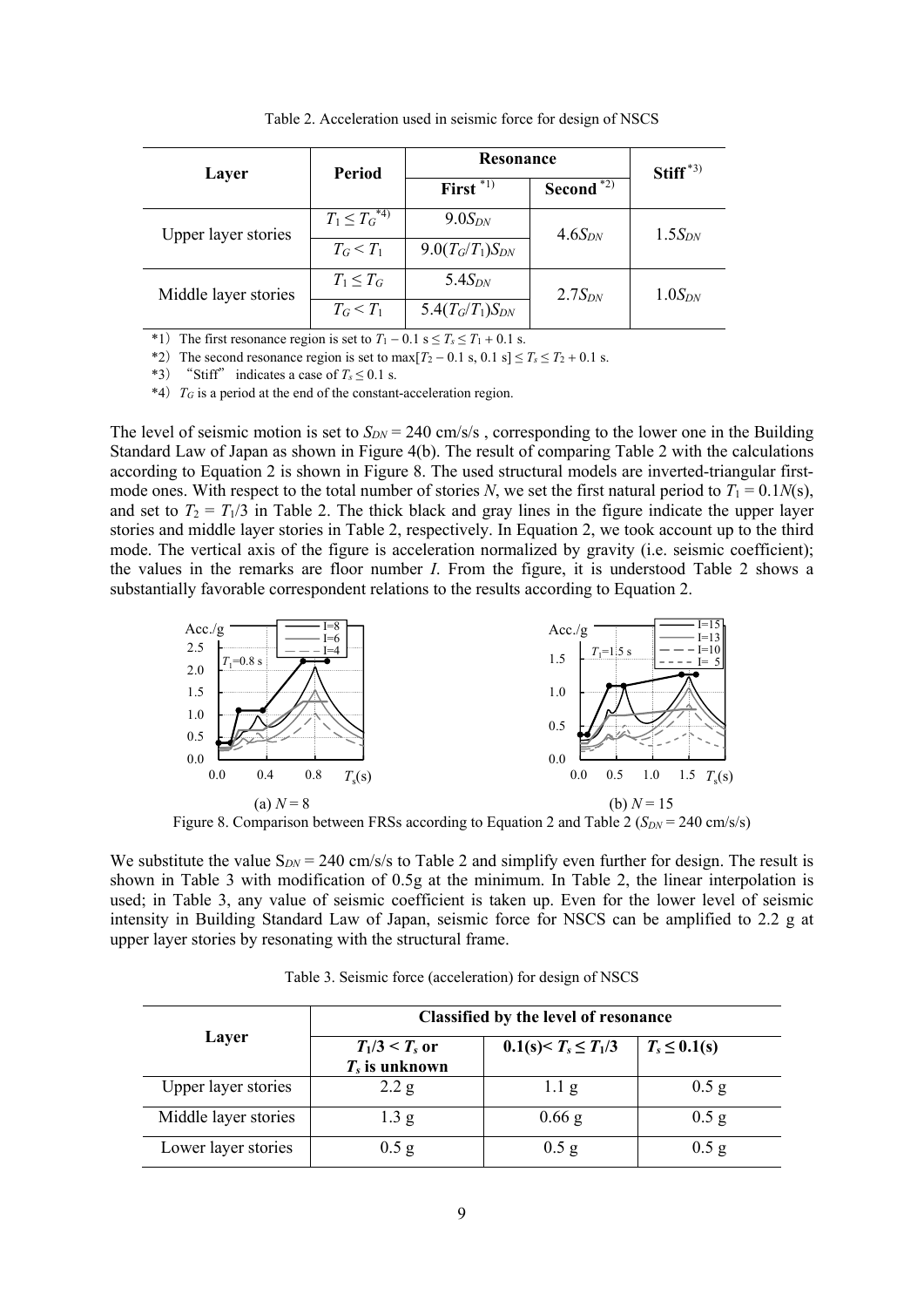Table 2. Acceleration used in seismic force for design of NSCS

| Layer | Period | Resonance | | Stiff[*3)] |
|---|---|---|---|---|
| | | First[*1)] | Second[*2)] | |
| Upper layer stories | $T_1 \leq T_G$[*4)] | $9.0S_{DN}$ | $4.6S_{DN}$ | $1.5S_{DN}$ |
| | $T_G < T_1$ | $9.0(T_G/T_1)S_{DN}$ | | |
| Middle layer stories | $T_1 \leq T_G$ | $5.4S_{DN}$ | $2.7S_{DN}$ | $1.0S_{DN}$ |
| | $T_G < T_1$ | $5.4(T_G/T_1)S_{DN}$ | | |

*1) The first resonance region is set to $T_1 - 0.1$ s $\leq T_s \leq T_1 + 0.1$ s.

*2) The second resonance region is set to $\max[T_2 - 0.1$ s, $0.1$ s$] \leq T_s \leq T_2 + 0.1$ s.

*3) "Stiff" indicates a case of $T_s \leq 0.1$ s.

*4) $T_G$ is a period at the end of the constant-acceleration region.

The level of seismic motion is set to $S_{DN}$ = 240 cm/s/s , corresponding to the lower one in the Building Standard Law of Japan as shown in Figure 4(b). The result of comparing Table 2 with the calculations according to Equation 2 is shown in Figure 8. The used structural models are inverted-triangular first-mode ones. With respect to the total number of stories $N$, we set the first natural period to $T_1 = 0.1N$(s), and set to $T_2 = T_1/3$ in Table 2. The thick black and gray lines in the figure indicate the upper layer stories and middle layer stories in Table 2, respectively. In Equation 2, we took account up to the third mode. The vertical axis of the figure is acceleration normalized by gravity (i.e. seismic coefficient); the values in the remarks are floor number $I$. From the figure, it is understood Table 2 shows a substantially favorable correspondent relations to the results according to Equation 2.

(a) $N$ = 8

(b) $N$ = 15

Figure 8. Comparison between FRSs according to Equation 2 and Table 2 ($S_{DN}$ = 240 cm/s/s)

We substitute the value $S_{DN}$ = 240 cm/s/s to Table 2 and simplify even further for design. The result is shown in Table 3 with modification of 0.5g at the minimum. In Table 2, the linear interpolation is used; in Table 3, any value of seismic coefficient is taken up. Even for the lower level of seismic intensity in Building Standard Law of Japan, seismic force for NSCS can be amplified to 2.2 g at upper layer stories by resonating with the structural frame.

Table 3. Seismic force (acceleration) for design of NSCS

| Layer | Classified by the level of resonance | | |
|---|---|---|---|
| | $T_1/3 < T_s$ or $T_s$ is unknown | 0.1(s)< $T_s \leq T_1/3$ | $T_s \leq 0.1$(s) |
| Upper layer stories | 2.2 g | 1.1 g | 0.5 g |
| Middle layer stories | 1.3 g | 0.66 g | 0.5 g |
| Lower layer stories | 0.5 g | 0.5 g | 0.5 g |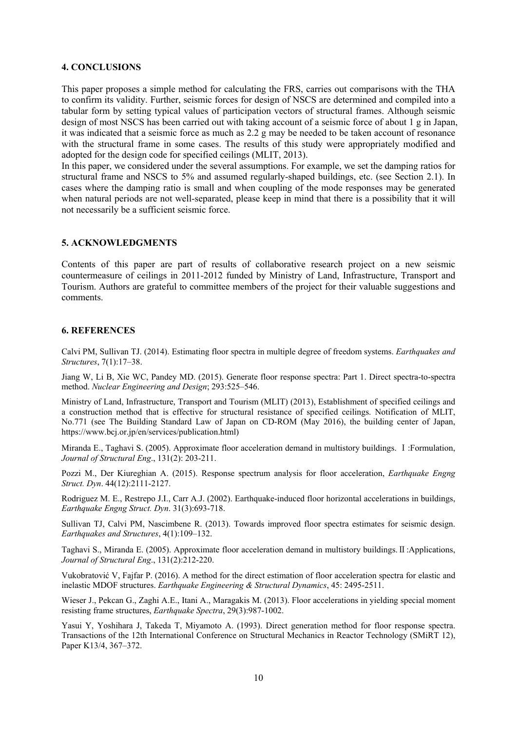## 4. CONCLUSIONS

This paper proposes a simple method for calculating the FRS, carries out comparisons with the THA to confirm its validity. Further, seismic forces for design of NSCS are determined and compiled into a tabular form by setting typical values of participation vectors of structural frames. Although seismic design of most NSCS has been carried out with taking account of a seismic force of about 1 g in Japan, it was indicated that a seismic force as much as 2.2 g may be needed to be taken account of resonance with the structural frame in some cases. The results of this study were appropriately modified and adopted for the design code for specified ceilings (MLIT, 2013).

In this paper, we considered under the several assumptions. For example, we set the damping ratios for structural frame and NSCS to 5% and assumed regularly-shaped buildings, etc. (see Section 2.1). In cases where the damping ratio is small and when coupling of the mode responses may be generated when natural periods are not well-separated, please keep in mind that there is a possibility that it will not necessarily be a sufficient seismic force.

## 5. ACKNOWLEDGMENTS

Contents of this paper are part of results of collaborative research project on a new seismic countermeasure of ceilings in 2011-2012 funded by Ministry of Land, Infrastructure, Transport and Tourism. Authors are grateful to committee members of the project for their valuable suggestions and comments.

## 6. REFERENCES

Calvi PM, Sullivan TJ. (2014). Estimating floor spectra in multiple degree of freedom systems. *Earthquakes and Structures*, 7(1):17–38.

Jiang W, Li B, Xie WC, Pandey MD. (2015). Generate floor response spectra: Part 1. Direct spectra-to-spectra method. *Nuclear Engineering and Design*; 293:525–546.

Ministry of Land, Infrastructure, Transport and Tourism (MLIT) (2013), Establishment of specified ceilings and a construction method that is effective for structural resistance of specified ceilings. Notification of MLIT, No.771 (see The Building Standard Law of Japan on CD-ROM (May 2016), the building center of Japan, https://www.bcj.or.jp/en/services/publication.html)

Miranda E., Taghavi S. (2005). Approximate floor acceleration demand in multistory buildings. Ⅰ:Formulation, *Journal of Structural Eng*., 131(2): 203-211.

Pozzi M., Der Kiureghian A. (2015). Response spectrum analysis for floor acceleration, *Earthquake Engng Struct. Dyn*. 44(12):2111-2127.

Rodriguez M. E., Restrepo J.I., Carr A.J. (2002). Earthquake-induced floor horizontal accelerations in buildings, *Earthquake Engng Struct. Dyn*. 31(3):693-718.

Sullivan TJ, Calvi PM, Nascimbene R. (2013). Towards improved floor spectra estimates for seismic design. *Earthquakes and Structures*, 4(1):109–132.

Taghavi S., Miranda E. (2005). Approximate floor acceleration demand in multistory buildings. Ⅱ:Applications, *Journal of Structural Eng*., 131(2):212-220.

Vukobratović V, Fajfar P. (2016). A method for the direct estimation of floor acceleration spectra for elastic and inelastic MDOF structures. *Earthquake Engineering & Structural Dynamics*, 45: 2495-2511.

Wieser J., Pekcan G., Zaghi A.E., Itani A., Maragakis M. (2013). Floor accelerations in yielding special moment resisting frame structures, *Earthquake Spectra*, 29(3):987-1002.

Yasui Y, Yoshihara J, Takeda T, Miyamoto A. (1993). Direct generation method for floor response spectra. Transactions of the 12th International Conference on Structural Mechanics in Reactor Technology (SMiRT 12), Paper K13/4, 367–372.